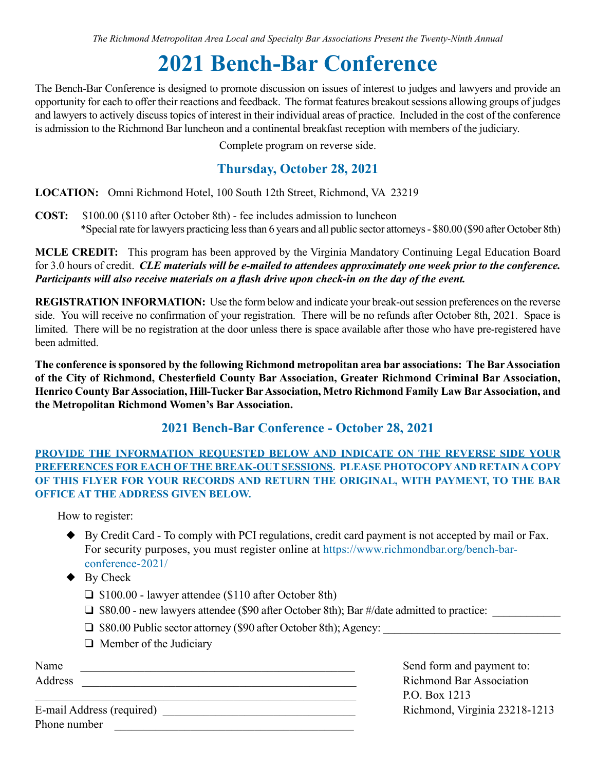*The Richmond Metropolitan Area Local and Specialty Bar Associations Present the Twenty-Ninth Annual*

# 2021 Bench-Bar Conference

The Bench-Bar Conference is designed to promote discussion on issues of interest to judges and lawyers and provide an opportunity for each to offer their reactions and feedback. The format features breakout sessions allowing groups of judges and lawyers to actively discuss topics of interest in their individual areas of practice. Included in the cost of the conference is admission to the Richmond Bar luncheon and a continental breakfast reception with members of the judiciary.

Complete program on reverse side.

## Thursday, October 28, 2021

**LOCATION:** Omni Richmond Hotel, 100 South 12th Street, Richmond, VA 23219

**COST:** $100.00 ($110 after October 8th) - fee includes admission to luncheon
*Special rate for lawyers practicing less than 6 years and all public sector attorneys - $80.00 ($90 after October 8th)

**MCLE CREDIT:** This program has been approved by the Virginia Mandatory Continuing Legal Education Board for 3.0 hours of credit. ***CLE materials will be e-mailed to attendees approximately one week prior to the conference. Participants will also receive materials on a flash drive upon check-in on the day of the event.***

**REGISTRATION INFORMATION:** Use the form below and indicate your break-out session preferences on the reverse side. You will receive no confirmation of your registration. There will be no refunds after October 8th, 2021. Space is limited. There will be no registration at the door unless there is space available after those who have pre-registered have been admitted.

**The conference is sponsored by the following Richmond metropolitan area bar associations: The Bar Association of the City of Richmond, Chesterfield County Bar Association, Greater Richmond Criminal Bar Association, Henrico County Bar Association, Hill-Tucker Bar Association, Metro Richmond Family Law Bar Association, and the Metropolitan Richmond Women's Bar Association.**

## 2021 Bench-Bar Conference - October 28, 2021

**PROVIDE THE INFORMATION REQUESTED BELOW AND INDICATE ON THE REVERSE SIDE YOUR PREFERENCES FOR EACH OF THE BREAK-OUT SESSIONS. PLEASE PHOTOCOPY AND RETAIN A COPY OF THIS FLYER FOR YOUR RECORDS AND RETURN THE ORIGINAL, WITH PAYMENT, TO THE BAR OFFICE AT THE ADDRESS GIVEN BELOW.**

How to register:

- By Credit Card - To comply with PCI regulations, credit card payment is not accepted by mail or Fax. For security purposes, you must register online at https://www.richmondbar.org/bench-bar-conference-2021/
- By Check
  - ❑ $100.00 - lawyer attendee ($110 after October 8th)
  - ❑ $80.00 - new lawyers attendee ($90 after October 8th); Bar #/date admitted to practice: ____________
  - ❑ $80.00 Public sector attorney ($90 after October 8th); Agency: ______________________________
  - ❑ Member of the Judiciary

Name ________________________________________________

Address ______________________________________________

_____________________________________________________

E-mail Address (required) _______________________________

Phone number _________________________________________

Send form and payment to:
Richmond Bar Association
P.O. Box 1213
Richmond, Virginia 23218-1213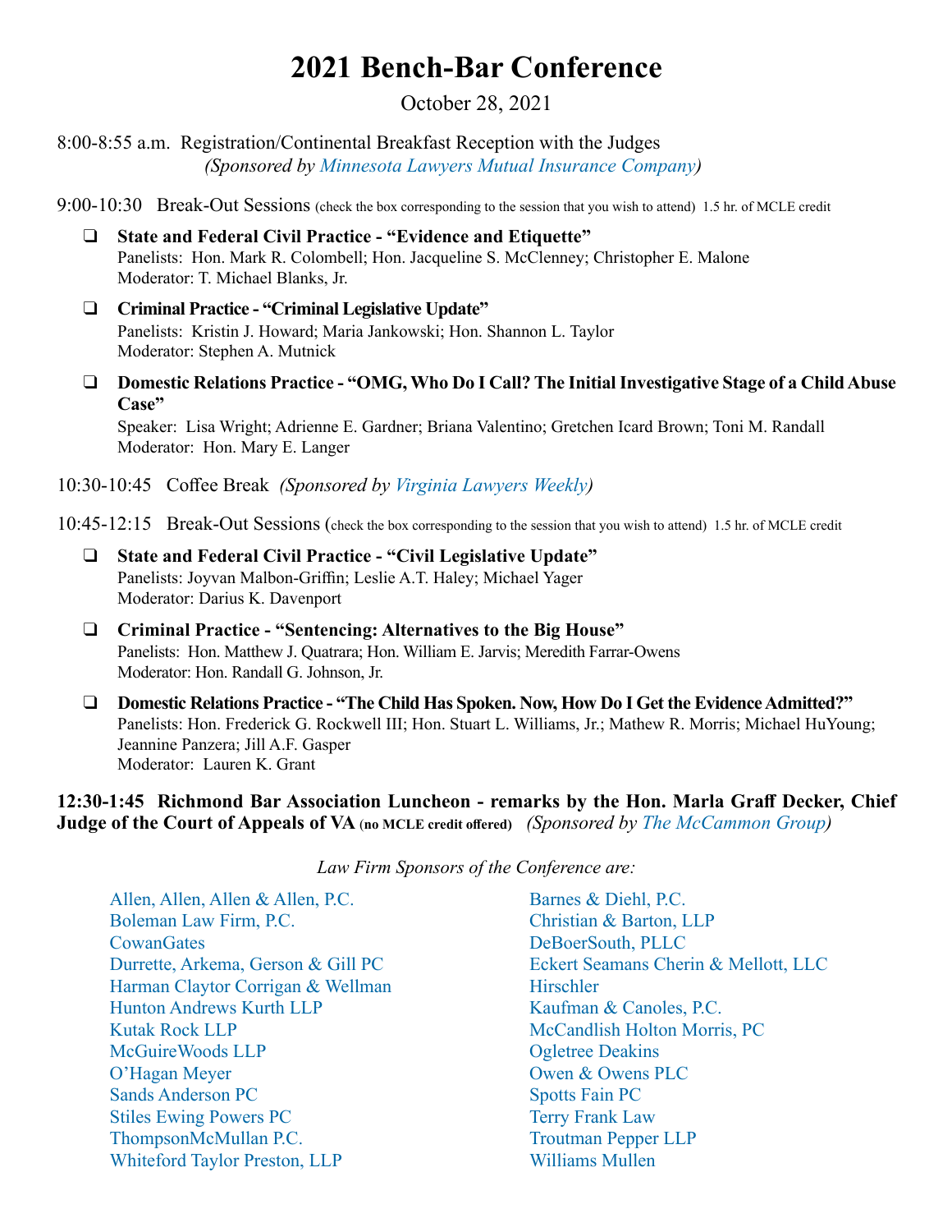# 2021 Bench-Bar Conference

October 28, 2021

8:00-8:55 a.m. Registration/Continental Breakfast Reception with the Judges
*(Sponsored by Minnesota Lawyers Mutual Insurance Company)*

9:00-10:30 Break-Out Sessions (check the box corresponding to the session that you wish to attend) 1.5 hr. of MCLE credit

- ❑ **State and Federal Civil Practice - "Evidence and Etiquette"**
  Panelists: Hon. Mark R. Colombell; Hon. Jacqueline S. McClenney; Christopher E. Malone
  Moderator: T. Michael Blanks, Jr.
- ❑ **Criminal Practice - "Criminal Legislative Update"**
  Panelists: Kristin J. Howard; Maria Jankowski; Hon. Shannon L. Taylor
  Moderator: Stephen A. Mutnick
- ❑ **Domestic Relations Practice - "OMG, Who Do I Call? The Initial Investigative Stage of a Child Abuse Case"**
  Speaker: Lisa Wright; Adrienne E. Gardner; Briana Valentino; Gretchen Icard Brown; Toni M. Randall
  Moderator: Hon. Mary E. Langer

10:30-10:45 Coffee Break *(Sponsored by Virginia Lawyers Weekly)*

10:45-12:15 Break-Out Sessions (check the box corresponding to the session that you wish to attend) 1.5 hr. of MCLE credit

- ❑ **State and Federal Civil Practice - "Civil Legislative Update"**
  Panelists: Joyvan Malbon-Griffin; Leslie A.T. Haley; Michael Yager
  Moderator: Darius K. Davenport
- ❑ **Criminal Practice - "Sentencing: Alternatives to the Big House"**
  Panelists: Hon. Matthew J. Quatrara; Hon. William E. Jarvis; Meredith Farrar-Owens
  Moderator: Hon. Randall G. Johnson, Jr.
- ❑ **Domestic Relations Practice - "The Child Has Spoken. Now, How Do I Get the Evidence Admitted?"**
  Panelists: Hon. Frederick G. Rockwell III; Hon. Stuart L. Williams, Jr.; Mathew R. Morris; Michael HuYoung; Jeannine Panzera; Jill A.F. Gasper
  Moderator: Lauren K. Grant

**12:30-1:45 Richmond Bar Association Luncheon - remarks by the Hon. Marla Graff Decker, Chief Judge of the Court of Appeals of VA** (**no MCLE credit offered**) *(Sponsored by The McCammon Group)*

*Law Firm Sponsors of the Conference are:*

Allen, Allen, Allen & Allen, P.C.
Barnes & Diehl, P.C.
Boleman Law Firm, P.C.
Christian & Barton, LLP
CowanGates
DeBoerSouth, PLLC
Durrette, Arkema, Gerson & Gill PC
Eckert Seamans Cherin & Mellott, LLC
Harman Claytor Corrigan & Wellman
Hirschler
Hunton Andrews Kurth LLP
Kaufman & Canoles, P.C.
Kutak Rock LLP
McCandlish Holton Morris, PC
McGuireWoods LLP
Ogletree Deakins
O'Hagan Meyer
Owen & Owens PLC
Sands Anderson PC
Spotts Fain PC
Stiles Ewing Powers PC
Terry Frank Law
ThompsonMcMullan P.C.
Troutman Pepper LLP
Whiteford Taylor Preston, LLP
Williams Mullen